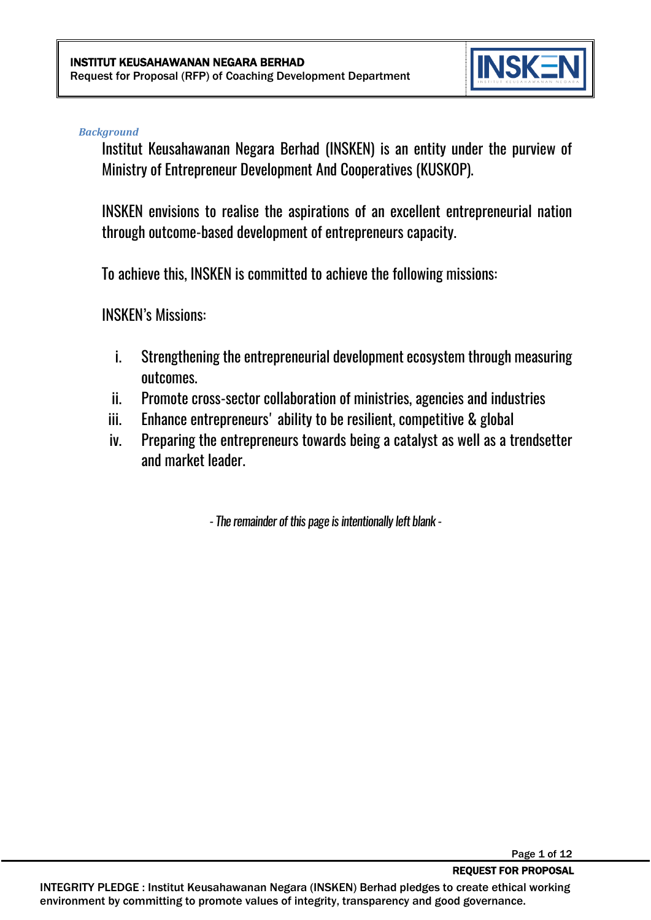### *Background*

Institut Keusahawanan Negara Berhad (INSKEN) is an entity under the purview of Ministry of Entrepreneur Development And Cooperatives (KUSKOP).

INSKEN envisions to realise the aspirations of an excellent entrepreneurial nation through outcome-based development of entrepreneurs capacity.

To achieve this, INSKEN is committed to achieve the following missions:

INSKEN's Missions:

i. Strengthening the entrepreneurial development ecosystem through measuring outcomes.
ii. Promote cross-sector collaboration of ministries, agencies and industries
iii. Enhance entrepreneurs' ability to be resilient, competitive & global
iv. Preparing the entrepreneurs towards being a catalyst as well as a trendsetter and market leader.

*- The remainder of this page is intentionally left blank -*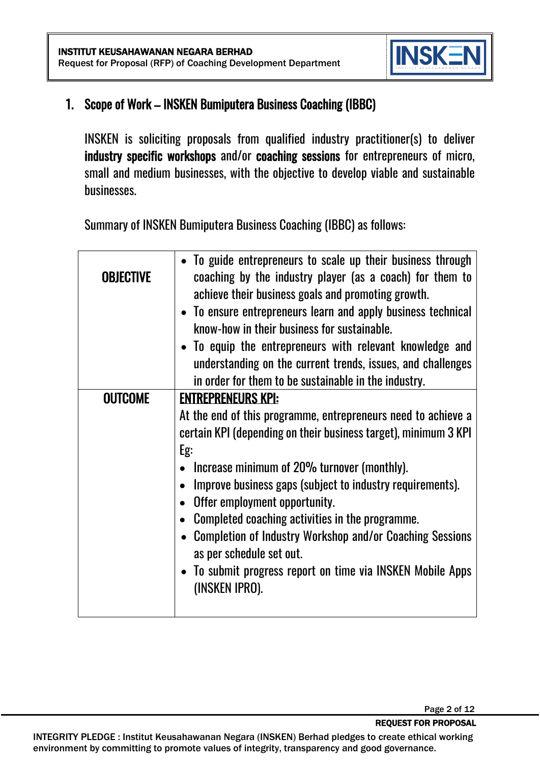## 1. Scope of Work – INSKEN Bumiputera Business Coaching (IBBC)

INSKEN is soliciting proposals from qualified industry practitioner(s) to deliver **industry specific workshops** and/or **coaching sessions** for entrepreneurs of micro, small and medium businesses, with the objective to develop viable and sustainable businesses.

Summary of INSKEN Bumiputera Business Coaching (IBBC) as follows:

| | |
|---|---|
| **OBJECTIVE** | • To guide entrepreneurs to scale up their business through coaching by the industry player (as a coach) for them to achieve their business goals and promoting growth.<br>• To ensure entrepreneurs learn and apply business technical know-how in their business for sustainable.<br>• To equip the entrepreneurs with relevant knowledge and understanding on the current trends, issues, and challenges in order for them to be sustainable in the industry. |
| **OUTCOME** | **ENTREPRENEURS KPI:**<br>At the end of this programme, entrepreneurs need to achieve a certain KPI (depending on their business target), minimum 3 KPI<br>Eg:<br>• Increase minimum of 20% turnover (monthly).<br>• Improve business gaps (subject to industry requirements).<br>• Offer employment opportunity.<br>• Completed coaching activities in the programme.<br>• Completion of Industry Workshop and/or Coaching Sessions as per schedule set out.<br>• To submit progress report on time via INSKEN Mobile Apps (INSKEN IPRO). |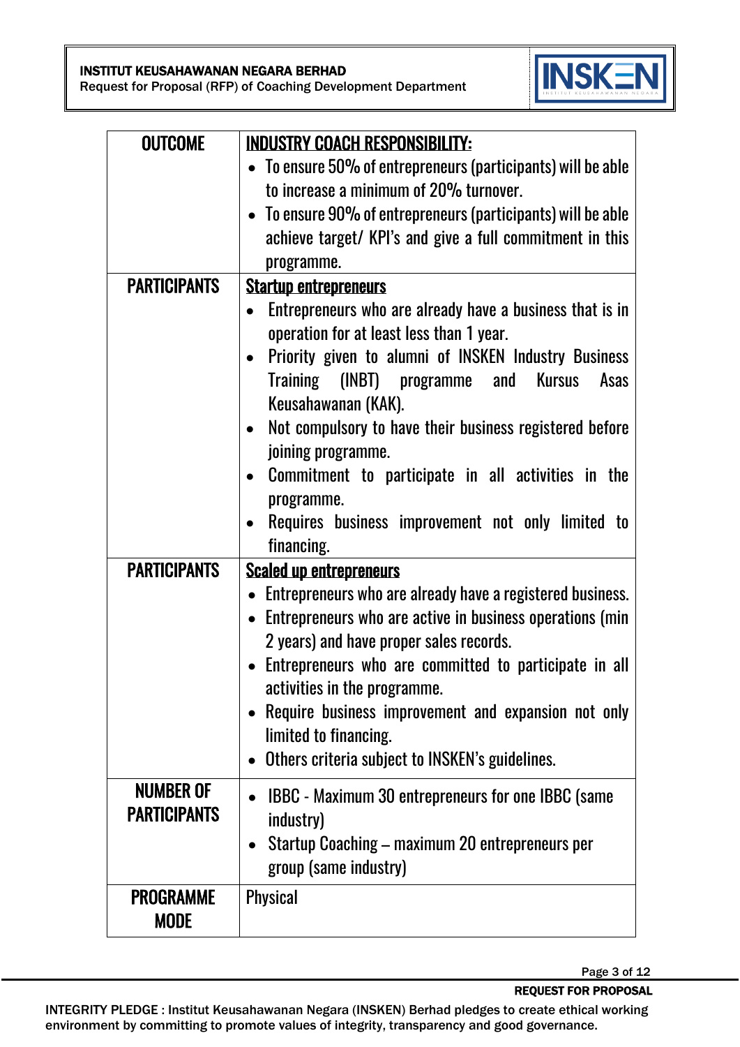| | |
|---|---|
| **OUTCOME** | **<u>INDUSTRY COACH RESPONSIBILITY:</u>**<br>• To ensure 50% of entrepreneurs (participants) will be able to increase a minimum of 20% turnover.<br>• To ensure 90% of entrepreneurs (participants) will be able achieve target/ KPI's and give a full commitment in this programme. |
| **PARTICIPANTS** | **<u>Startup entrepreneurs</u>**<br>• Entrepreneurs who are already have a business that is in operation for at least less than 1 year.<br>• Priority given to alumni of INSKEN Industry Business Training (INBT) programme and Kursus Asas Keusahawanan (KAK).<br>• Not compulsory to have their business registered before joining programme.<br>• Commitment to participate in all activities in the programme.<br>• Requires business improvement not only limited to financing. |
| **PARTICIPANTS** | **<u>Scaled up entrepreneurs</u>**<br>• Entrepreneurs who are already have a registered business.<br>• Entrepreneurs who are active in business operations (min 2 years) and have proper sales records.<br>• Entrepreneurs who are committed to participate in all activities in the programme.<br>• Require business improvement and expansion not only limited to financing.<br>• Others criteria subject to INSKEN's guidelines. |
| **NUMBER OF PARTICIPANTS** | • IBBC - Maximum 30 entrepreneurs for one IBBC (same industry)<br>• Startup Coaching – maximum 20 entrepreneurs per group (same industry) |
| **PROGRAMME MODE** | Physical |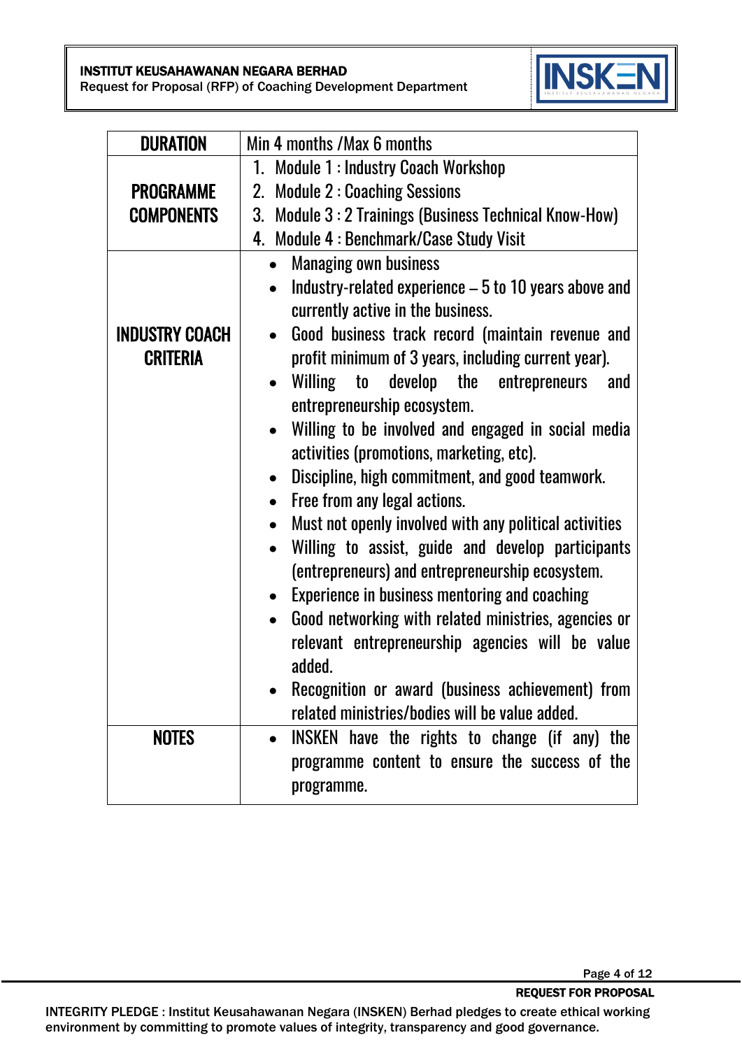| DURATION | Min 4 months /Max 6 months |
|---|---|
| PROGRAMME COMPONENTS | 1. Module 1 : Industry Coach Workshop<br>2. Module 2 : Coaching Sessions<br>3. Module 3 : 2 Trainings (Business Technical Know-How)<br>4. Module 4 : Benchmark/Case Study Visit |
| INDUSTRY COACH CRITERIA | • Managing own business<br>• Industry-related experience – 5 to 10 years above and currently active in the business.<br>• Good business track record (maintain revenue and profit minimum of 3 years, including current year).<br>• Willing to develop the entrepreneurs and entrepreneurship ecosystem.<br>• Willing to be involved and engaged in social media activities (promotions, marketing, etc).<br>• Discipline, high commitment, and good teamwork.<br>• Free from any legal actions.<br>• Must not openly involved with any political activities<br>• Willing to assist, guide and develop participants (entrepreneurs) and entrepreneurship ecosystem.<br>• Experience in business mentoring and coaching<br>• Good networking with related ministries, agencies or relevant entrepreneurship agencies will be value added.<br>• Recognition or award (business achievement) from related ministries/bodies will be value added. |
| NOTES | • INSKEN have the rights to change (if any) the programme content to ensure the success of the programme. |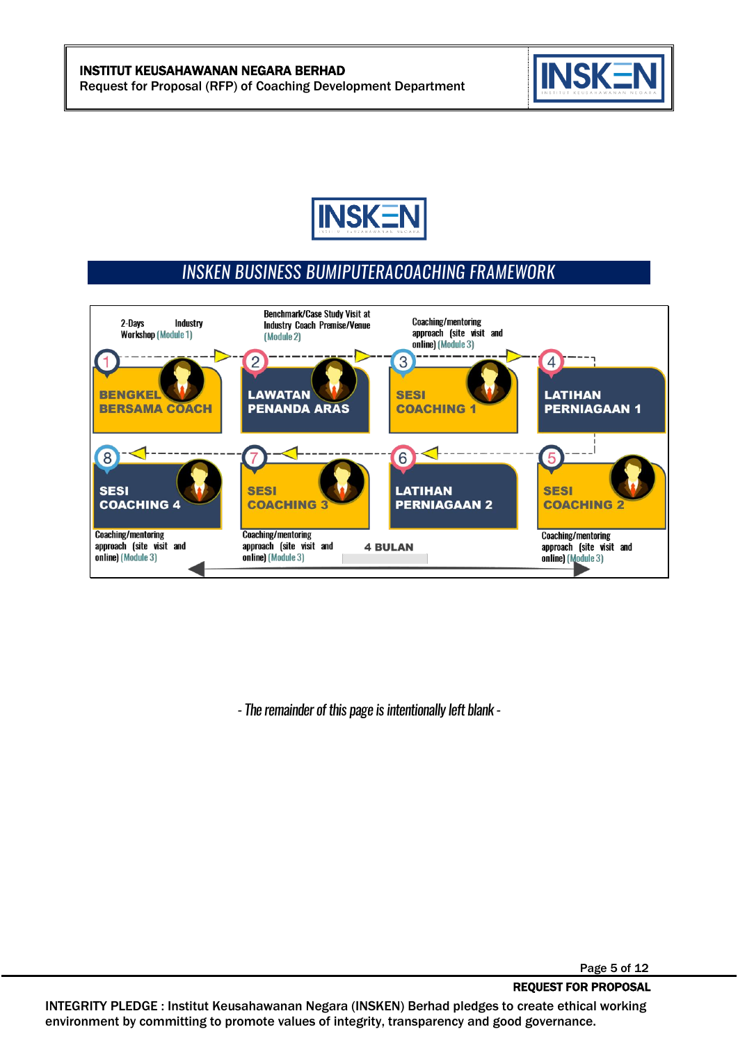## INSKEN BUSINESS BUMIPUTERACOACHING FRAMEWORK

1. **BENGKEL BERSAMA COACH** – 2-Days Industry Workshop (Module 1)
2. **LAWATAN PENANDA ARAS** – Benchmark/Case Study Visit at Industry Coach Premise/Venue (Module 2)
3. **SESI COACHING 1** – Coaching/mentoring approach (site visit and online) (Module 3)
4. **LATIHAN PERNIAGAAN 1**
5. **SESI COACHING 2** – Coaching/mentoring approach (site visit and online) (Module 3)
6. **LATIHAN PERNIAGAAN 2**
7. **SESI COACHING 3** – Coaching/mentoring approach (site visit and online) (Module 3)
8. **SESI COACHING 4** – Coaching/mentoring approach (site visit and online) (Module 3)

**4 BULAN**

*- The remainder of this page is intentionally left blank -*

**REQUEST FOR PROPOSAL**

INTEGRITY PLEDGE : Institut Keusahawanan Negara (INSKEN) Berhad pledges to create ethical working environment by committing to promote values of integrity, transparency and good governance.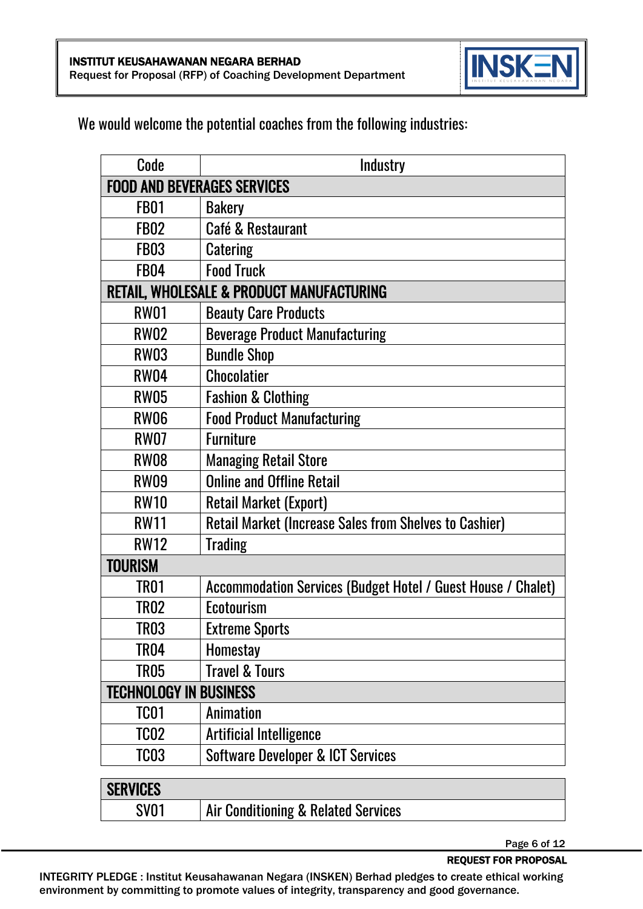We would welcome the potential coaches from the following industries:

| Code | Industry |
|---|---|
| **FOOD AND BEVERAGES SERVICES** | |
| FB01 | Bakery |
| FB02 | Café & Restaurant |
| FB03 | Catering |
| FB04 | Food Truck |
| **RETAIL, WHOLESALE & PRODUCT MANUFACTURING** | |
| RW01 | Beauty Care Products |
| RW02 | Beverage Product Manufacturing |
| RW03 | Bundle Shop |
| RW04 | Chocolatier |
| RW05 | Fashion & Clothing |
| RW06 | Food Product Manufacturing |
| RW07 | Furniture |
| RW08 | Managing Retail Store |
| RW09 | Online and Offline Retail |
| RW10 | Retail Market (Export) |
| RW11 | Retail Market (Increase Sales from Shelves to Cashier) |
| RW12 | Trading |
| **TOURISM** | |
| TR01 | Accommodation Services (Budget Hotel / Guest House / Chalet) |
| TR02 | Ecotourism |
| TR03 | Extreme Sports |
| TR04 | Homestay |
| TR05 | Travel & Tours |
| **TECHNOLOGY IN BUSINESS** | |
| TC01 | Animation |
| TC02 | Artificial Intelligence |
| TC03 | Software Developer & ICT Services |
| **SERVICES** | |
| SV01 | Air Conditioning & Related Services |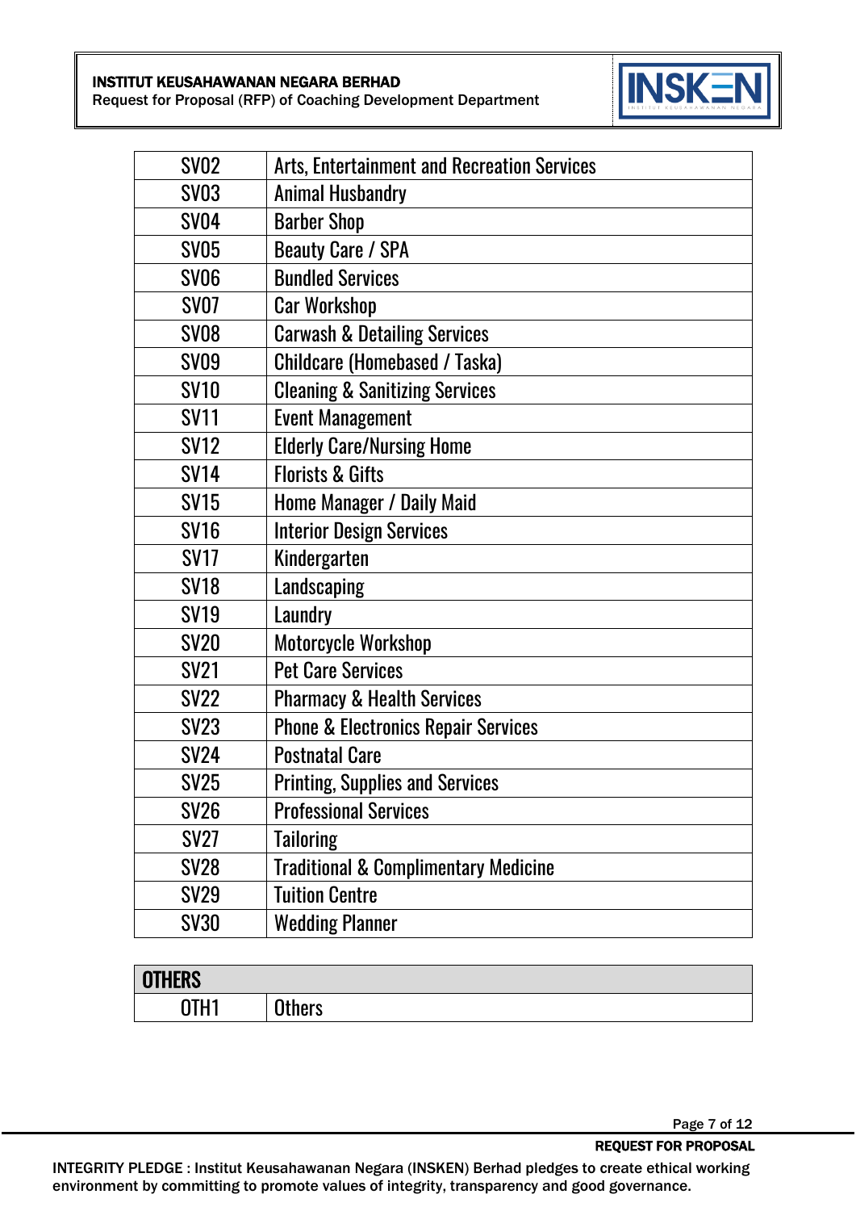| SV02 | Arts, Entertainment and Recreation Services |
|---|---|
| SV03 | Animal Husbandry |
| SV04 | Barber Shop |
| SV05 | Beauty Care / SPA |
| SV06 | Bundled Services |
| SV07 | Car Workshop |
| SV08 | Carwash & Detailing Services |
| SV09 | Childcare (Homebased / Taska) |
| SV10 | Cleaning & Sanitizing Services |
| SV11 | Event Management |
| SV12 | Elderly Care/Nursing Home |
| SV14 | Florists & Gifts |
| SV15 | Home Manager / Daily Maid |
| SV16 | Interior Design Services |
| SV17 | Kindergarten |
| SV18 | Landscaping |
| SV19 | Laundry |
| SV20 | Motorcycle Workshop |
| SV21 | Pet Care Services |
| SV22 | Pharmacy & Health Services |
| SV23 | Phone & Electronics Repair Services |
| SV24 | Postnatal Care |
| SV25 | Printing, Supplies and Services |
| SV26 | Professional Services |
| SV27 | Tailoring |
| SV28 | Traditional & Complimentary Medicine |
| SV29 | Tuition Centre |
| SV30 | Wedding Planner |

| **OTHERS** | |
|---|---|
| OTH1 | Others |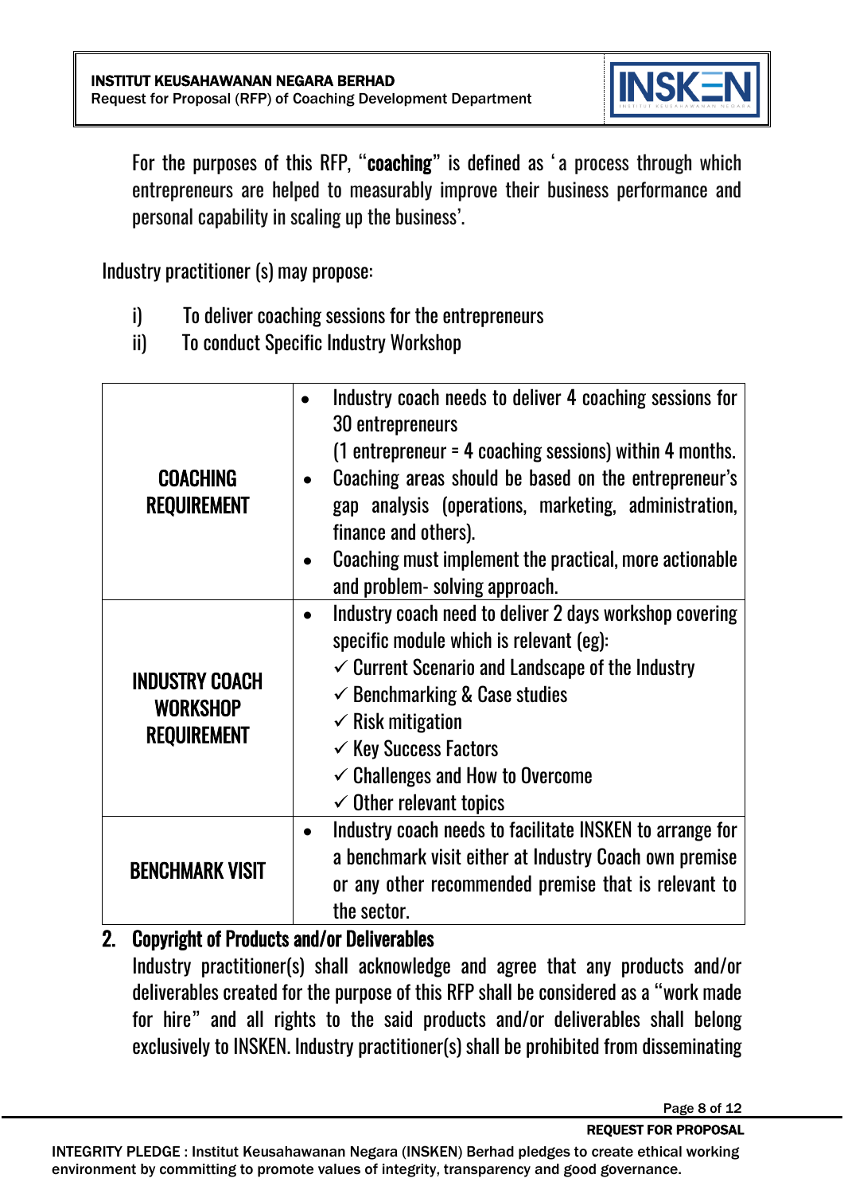For the purposes of this RFP, "**coaching**" is defined as 'a process through which entrepreneurs are helped to measurably improve their business performance and personal capability in scaling up the business'.

Industry practitioner (s) may propose:

i) To deliver coaching sessions for the entrepreneurs
ii) To conduct Specific Industry Workshop

| | |
|---|---|
| **COACHING REQUIREMENT** | • Industry coach needs to deliver 4 coaching sessions for 30 entrepreneurs (1 entrepreneur = 4 coaching sessions) within 4 months.<br>• Coaching areas should be based on the entrepreneur's gap analysis (operations, marketing, administration, finance and others).<br>• Coaching must implement the practical, more actionable and problem- solving approach. |
| **INDUSTRY COACH WORKSHOP REQUIREMENT** | • Industry coach need to deliver 2 days workshop covering specific module which is relevant (eg):<br>✓ Current Scenario and Landscape of the Industry<br>✓ Benchmarking & Case studies<br>✓ Risk mitigation<br>✓ Key Success Factors<br>✓ Challenges and How to Overcome<br>✓ Other relevant topics |
| **BENCHMARK VISIT** | • Industry coach needs to facilitate INSKEN to arrange for a benchmark visit either at Industry Coach own premise or any other recommended premise that is relevant to the sector. |

## 2. Copyright of Products and/or Deliverables

Industry practitioner(s) shall acknowledge and agree that any products and/or deliverables created for the purpose of this RFP shall be considered as a "work made for hire" and all rights to the said products and/or deliverables shall belong exclusively to INSKEN. Industry practitioner(s) shall be prohibited from disseminating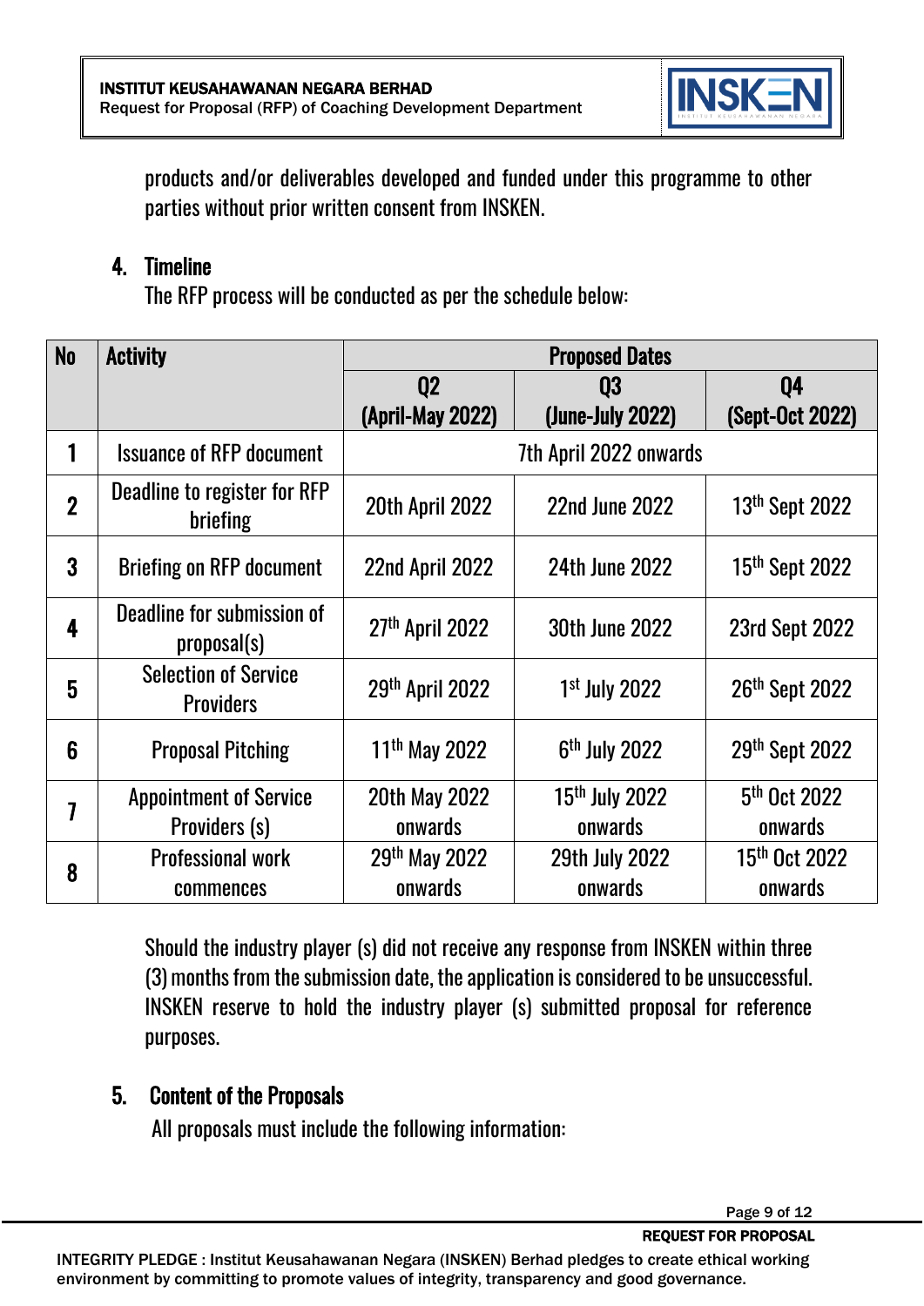products and/or deliverables developed and funded under this programme to other parties without prior written consent from INSKEN.

## 4. Timeline

The RFP process will be conducted as per the schedule below:

| No | Activity | Proposed Dates | | |
|---|---|---|---|---|
| | | Q2 (April-May 2022) | Q3 (June-July 2022) | Q4 (Sept-Oct 2022) |
| 1 | Issuance of RFP document | 7th April 2022 onwards | | |
| 2 | Deadline to register for RFP briefing | 20th April 2022 | 22nd June 2022 | 13th Sept 2022 |
| 3 | Briefing on RFP document | 22nd April 2022 | 24th June 2022 | 15th Sept 2022 |
| 4 | Deadline for submission of proposal(s) | 27th April 2022 | 30th June 2022 | 23rd Sept 2022 |
| 5 | Selection of Service Providers | 29th April 2022 | 1st July 2022 | 26th Sept 2022 |
| 6 | Proposal Pitching | 11th May 2022 | 6th July 2022 | 29th Sept 2022 |
| 7 | Appointment of Service Providers (s) | 20th May 2022 onwards | 15th July 2022 onwards | 5th Oct 2022 onwards |
| 8 | Professional work commences | 29th May 2022 onwards | 29th July 2022 onwards | 15th Oct 2022 onwards |

Should the industry player (s) did not receive any response from INSKEN within three (3) months from the submission date, the application is considered to be unsuccessful. INSKEN reserve to hold the industry player (s) submitted proposal for reference purposes.

## 5. Content of the Proposals

All proposals must include the following information: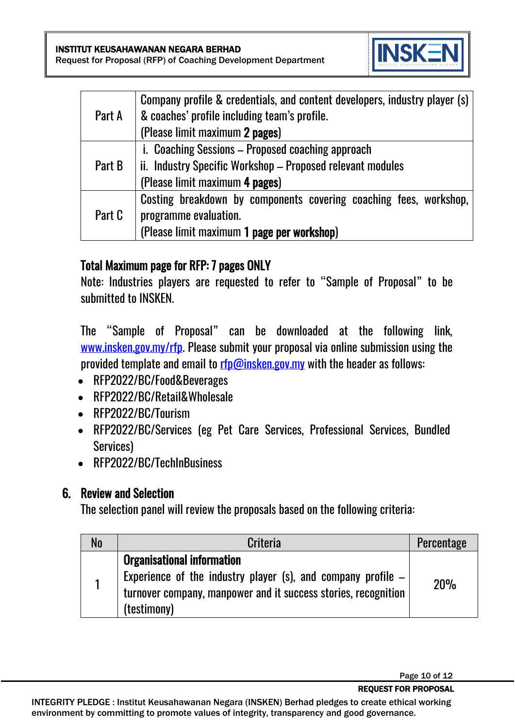| | |
|---|---|
| Part A | Company profile & credentials, and content developers, industry player (s) & coaches' profile including team's profile.<br>(Please limit maximum **2 pages**) |
| Part B | i. Coaching Sessions – Proposed coaching approach<br>ii. Industry Specific Workshop – Proposed relevant modules<br>(Please limit maximum **4 pages**) |
| Part C | Costing breakdown by components covering coaching fees, workshop, programme evaluation.<br>(Please limit maximum **1 page per workshop**) |

**Total Maximum page for RFP: 7 pages ONLY**

Note: Industries players are requested to refer to "Sample of Proposal" to be submitted to INSKEN.

The "Sample of Proposal" can be downloaded at the following link, www.insken.gov.my/rfp. Please submit your proposal via online submission using the provided template and email to rfp@insken.gov.my with the header as follows:

- RFP2022/BC/Food&Beverages
- RFP2022/BC/Retail&Wholesale
- RFP2022/BC/Tourism
- RFP2022/BC/Services (eg Pet Care Services, Professional Services, Bundled Services)
- RFP2022/BC/TechInBusiness

## 6. Review and Selection

The selection panel will review the proposals based on the following criteria:

| No | Criteria | Percentage |
|---|---|---|
| 1 | **Organisational information**<br>Experience of the industry player (s), and company profile – turnover company, manpower and it success stories, recognition (testimony) | 20% |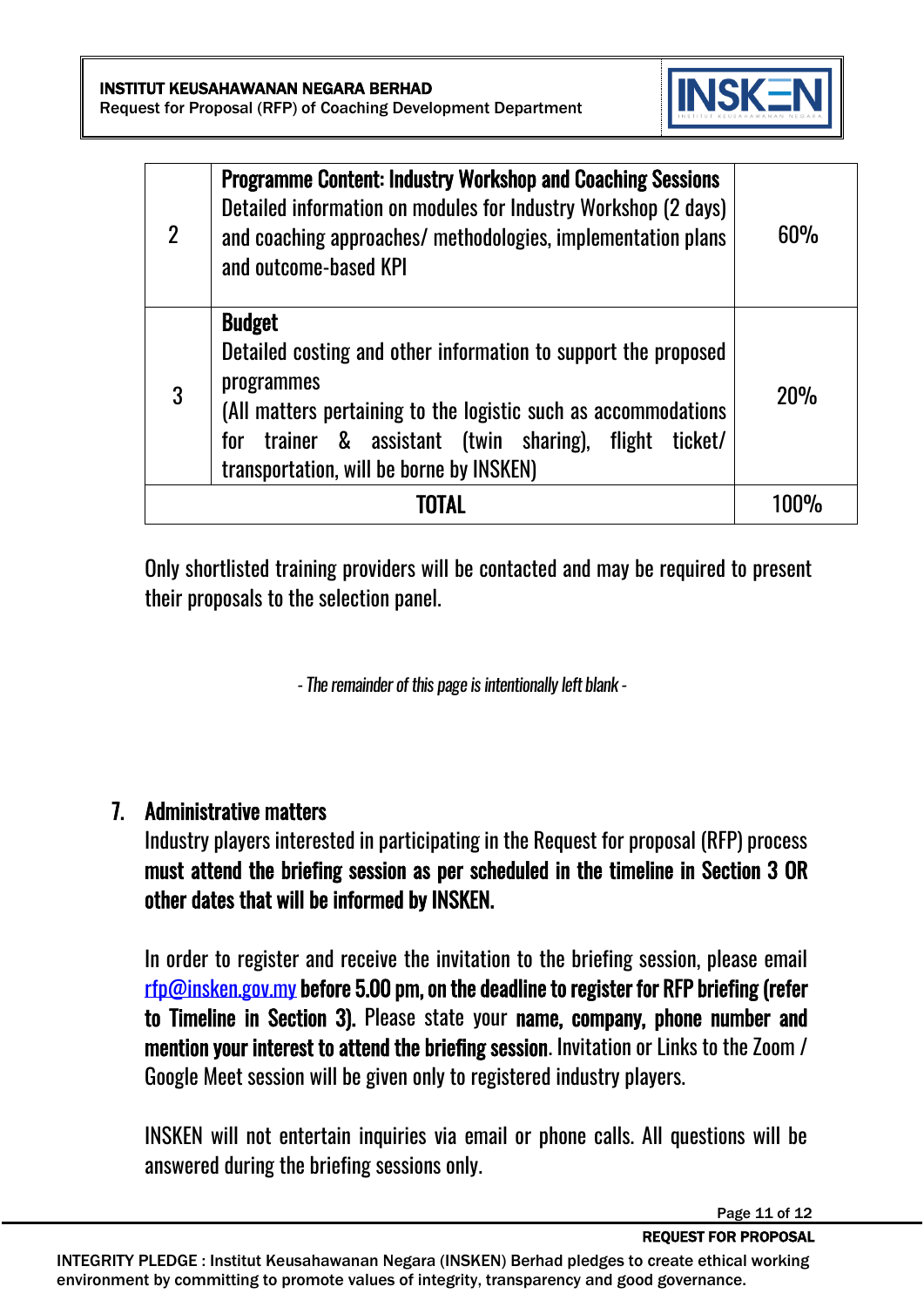| 2 | **Programme Content: Industry Workshop and Coaching Sessions**<br>Detailed information on modules for Industry Workshop (2 days) and coaching approaches/ methodologies, implementation plans and outcome-based KPI | 60% |
|---|---|---|
| 3 | **Budget**<br>Detailed costing and other information to support the proposed programmes<br>(All matters pertaining to the logistic such as accommodations for trainer & assistant (twin sharing), flight ticket/ transportation, will be borne by INSKEN) | 20% |
| **TOTAL** | | 100% |

Only shortlisted training providers will be contacted and may be required to present their proposals to the selection panel.

*- The remainder of this page is intentionally left blank -*

## 7. Administrative matters

Industry players interested in participating in the Request for proposal (RFP) process **must attend the briefing session as per scheduled in the timeline in Section 3 OR other dates that will be informed by INSKEN.**

In order to register and receive the invitation to the briefing session, please email rfp@insken.gov.my **before 5.00 pm, on the deadline to register for RFP briefing (refer to Timeline in Section 3).** Please state your **name, company, phone number and mention your interest to attend the briefing session**. Invitation or Links to the Zoom / Google Meet session will be given only to registered industry players.

INSKEN will not entertain inquiries via email or phone calls. All questions will be answered during the briefing sessions only.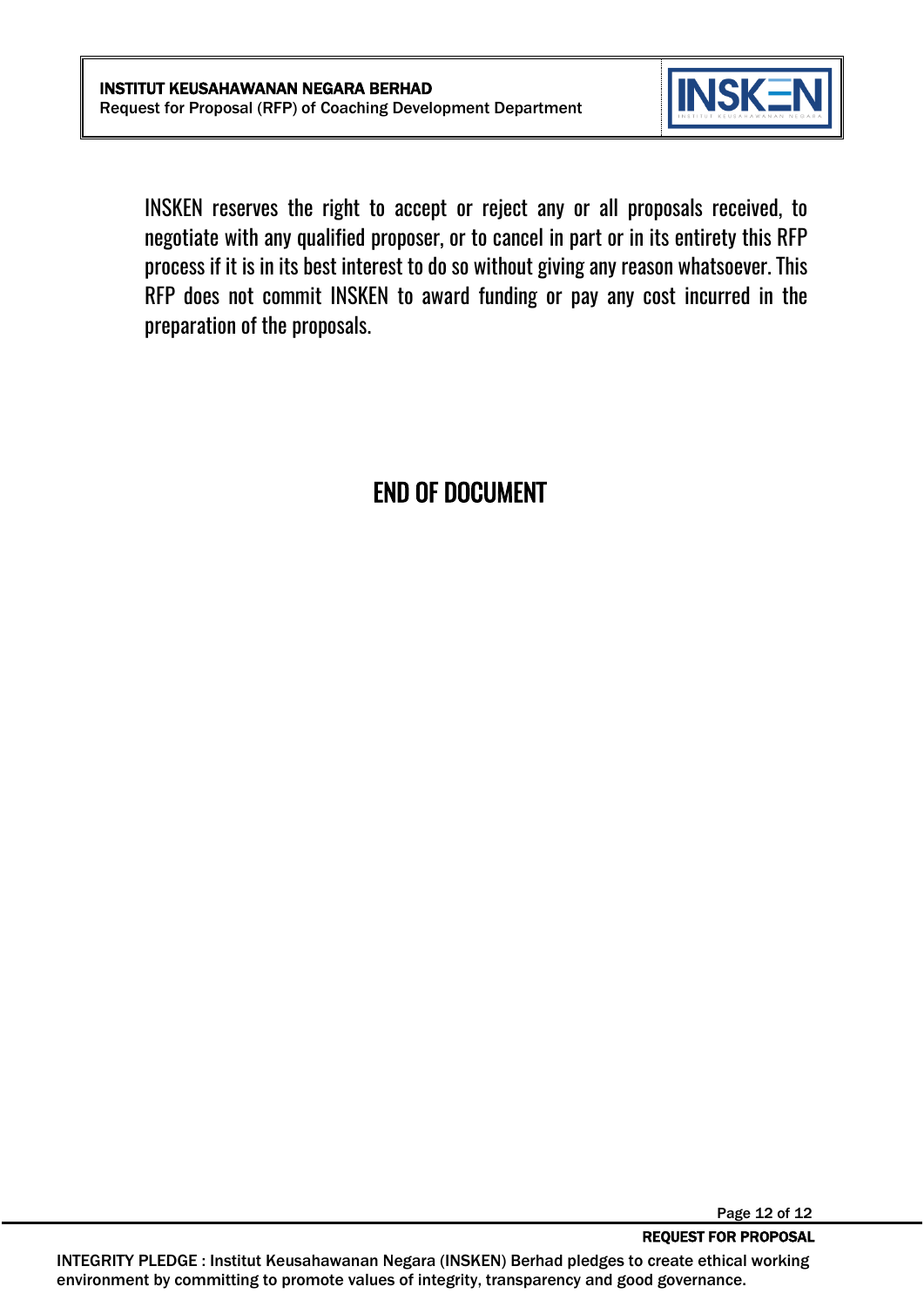INSKEN reserves the right to accept or reject any or all proposals received, to negotiate with any qualified proposer, or to cancel in part or in its entirety this RFP process if it is in its best interest to do so without giving any reason whatsoever. This RFP does not commit INSKEN to award funding or pay any cost incurred in the preparation of the proposals.

## END OF DOCUMENT